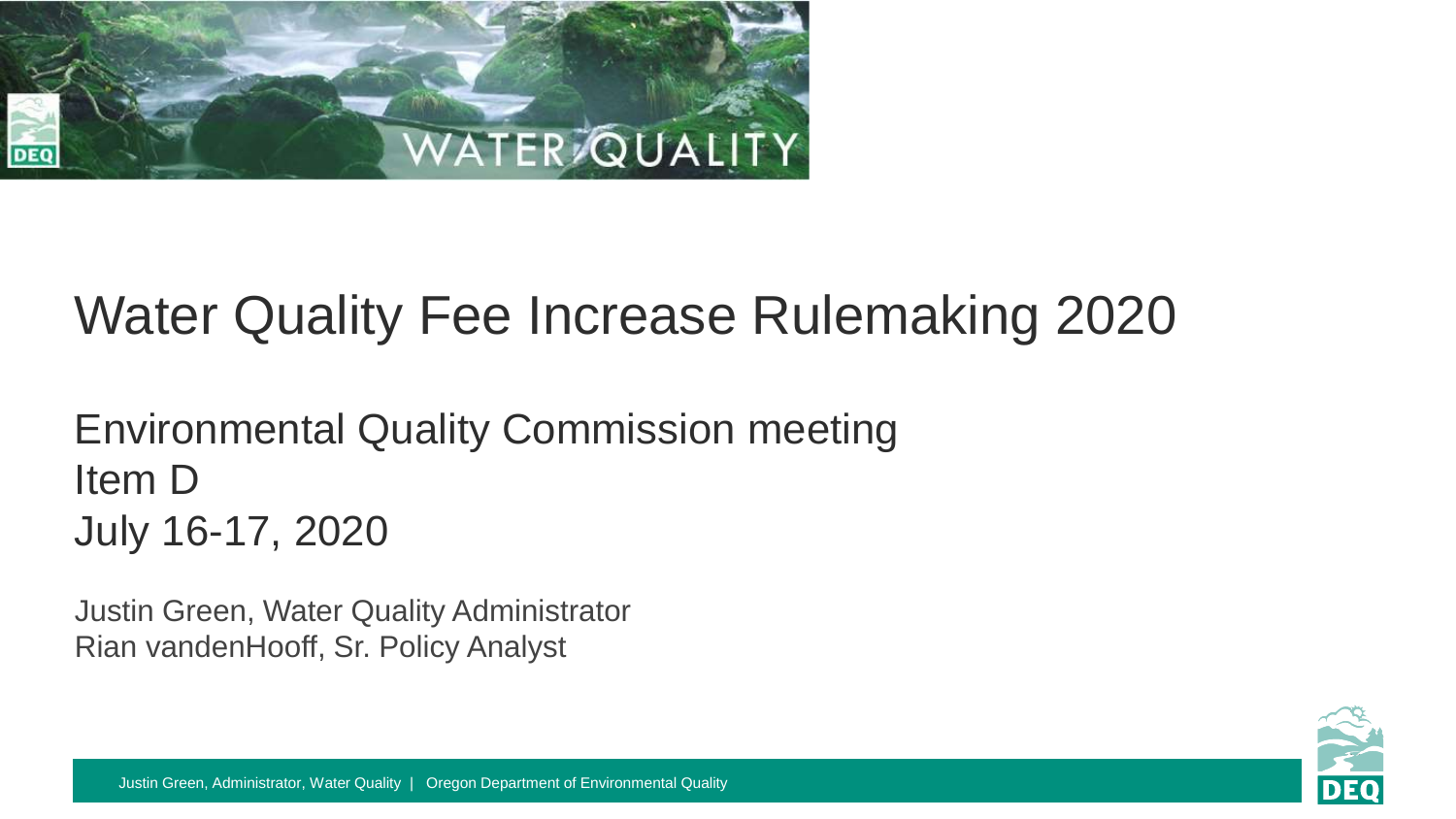# Water Quality Fee Increase Rulemaking 2020

## Environmental Quality Commission meeting
## Item D
## July 16-17, 2020

Justin Green, Water Quality Administrator
Rian vandenHooff, Sr. Policy Analyst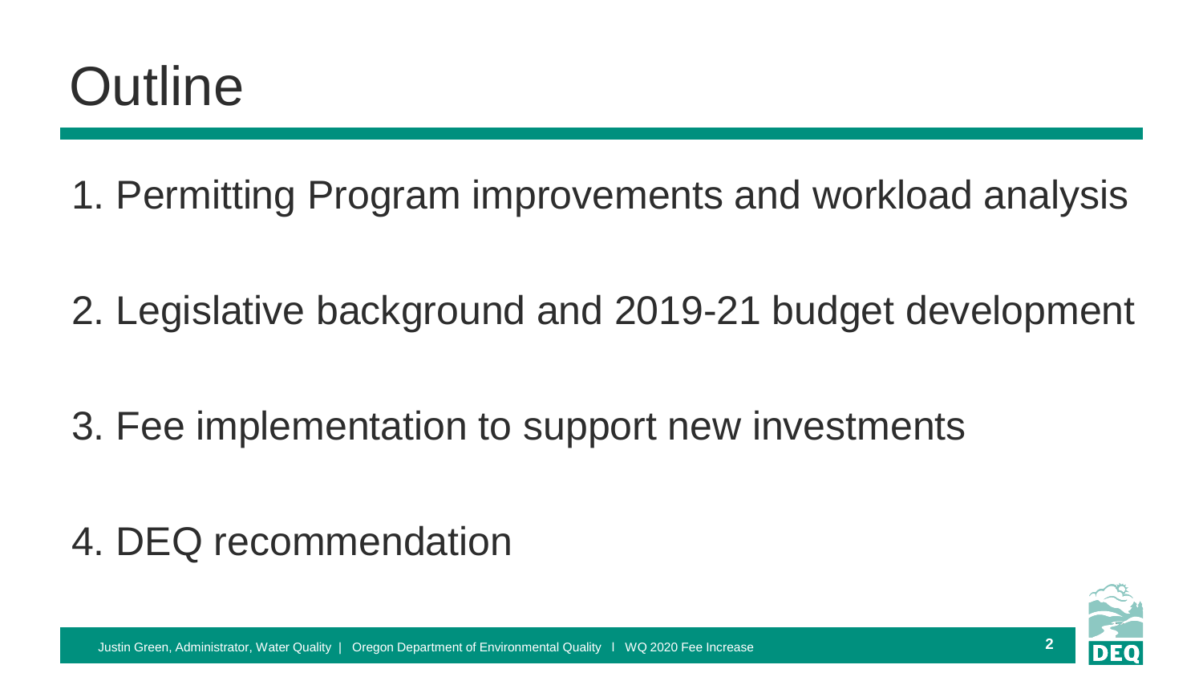# Outline

1. Permitting Program improvements and workload analysis

2. Legislative background and 2019-21 budget development

3. Fee implementation to support new investments

4. DEQ recommendation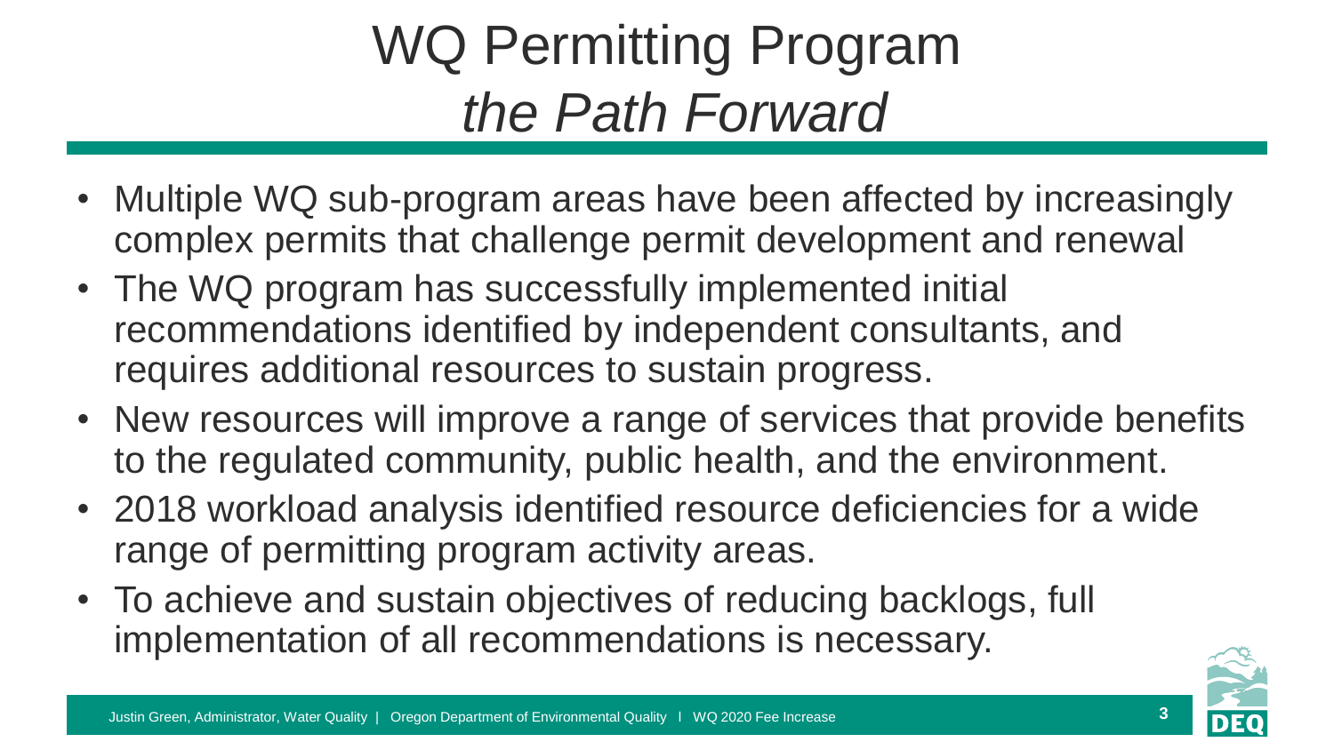# WQ Permitting Program *the Path Forward*

- Multiple WQ sub-program areas have been affected by increasingly complex permits that challenge permit development and renewal
- The WQ program has successfully implemented initial recommendations identified by independent consultants, and requires additional resources to sustain progress.
- New resources will improve a range of services that provide benefits to the regulated community, public health, and the environment.
- 2018 workload analysis identified resource deficiencies for a wide range of permitting program activity areas.
- To achieve and sustain objectives of reducing backlogs, full implementation of all recommendations is necessary.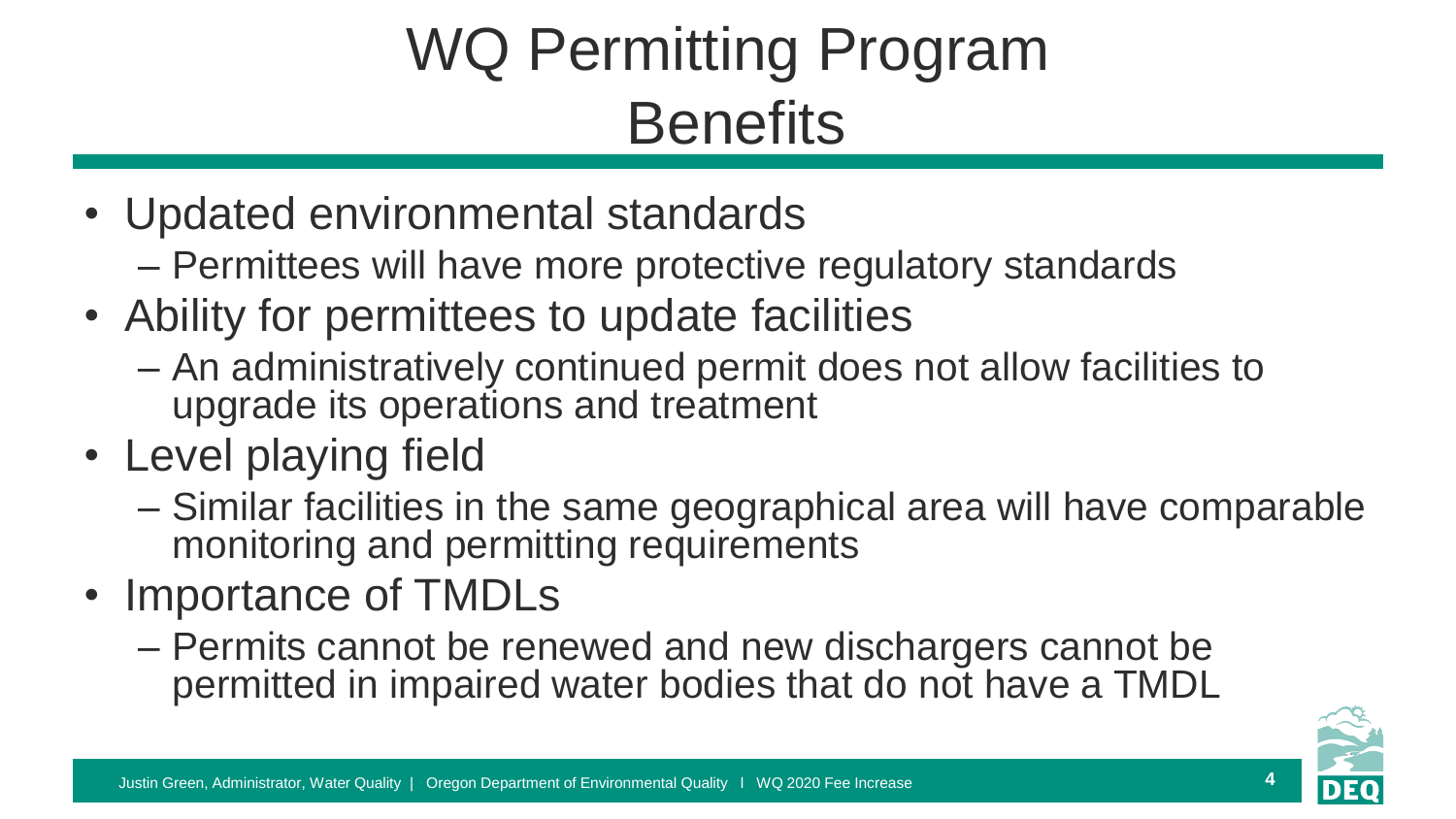# WQ Permitting Program Benefits

- Updated environmental standards
  - Permittees will have more protective regulatory standards
- Ability for permittees to update facilities
  - An administratively continued permit does not allow facilities to upgrade its operations and treatment
- Level playing field
  - Similar facilities in the same geographical area will have comparable monitoring and permitting requirements
- Importance of TMDLs
  - Permits cannot be renewed and new dischargers cannot be permitted in impaired water bodies that do not have a TMDL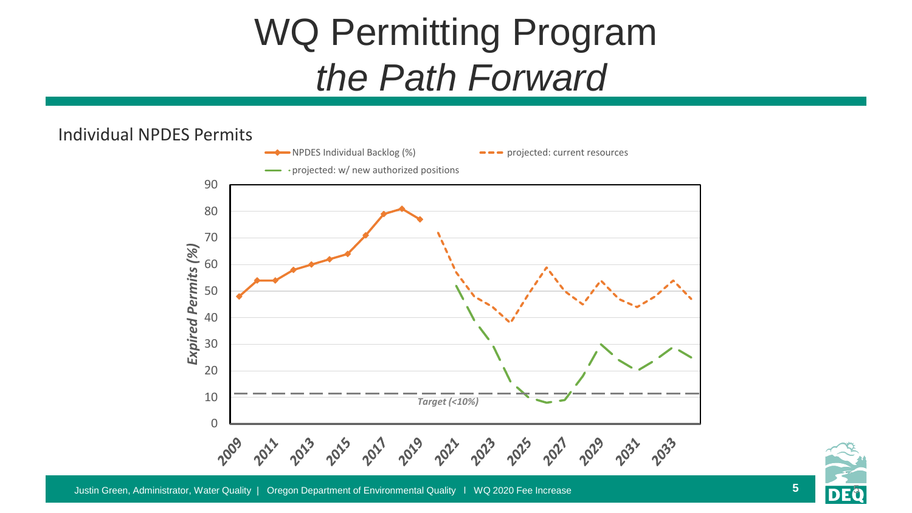# WQ Permitting Program

## *the Path Forward*

Individual NPDES Permits

NPDES Individual Backlog (%) | projected: current resources | projected: w/ new authorized positions

*Expired Permits (%)*

90
80
70
60
50
40
30
20
10
0

*Target (<10%)*

2009 2011 2013 2015 2017 2019 2021 2023 2025 2027 2029 2031 2033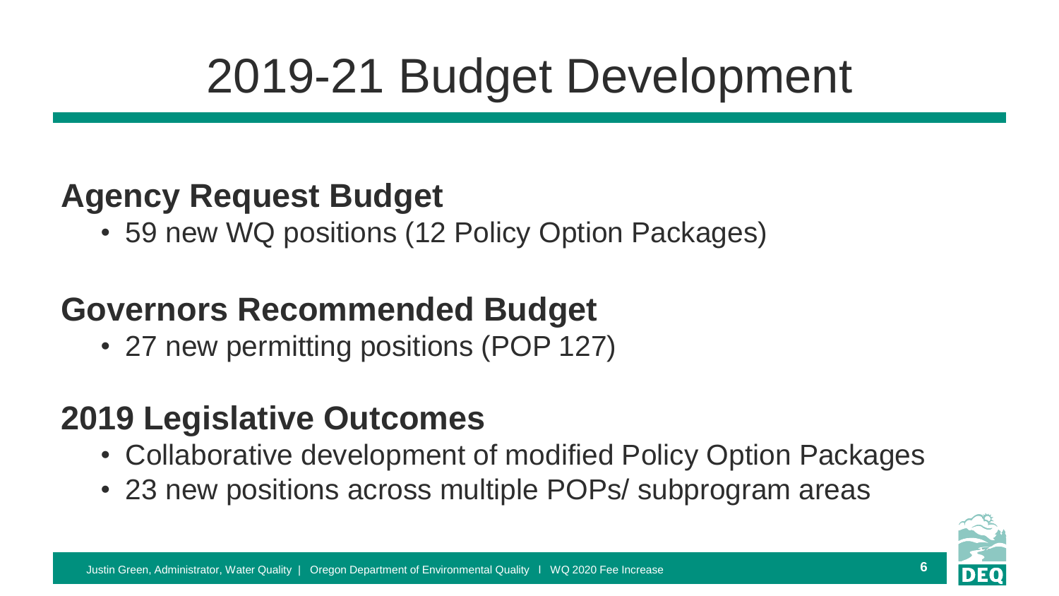# 2019-21 Budget Development

## Agency Request Budget

- 59 new WQ positions (12 Policy Option Packages)

## Governors Recommended Budget

- 27 new permitting positions (POP 127)

## 2019 Legislative Outcomes

- Collaborative development of modified Policy Option Packages
- 23 new positions across multiple POPs/ subprogram areas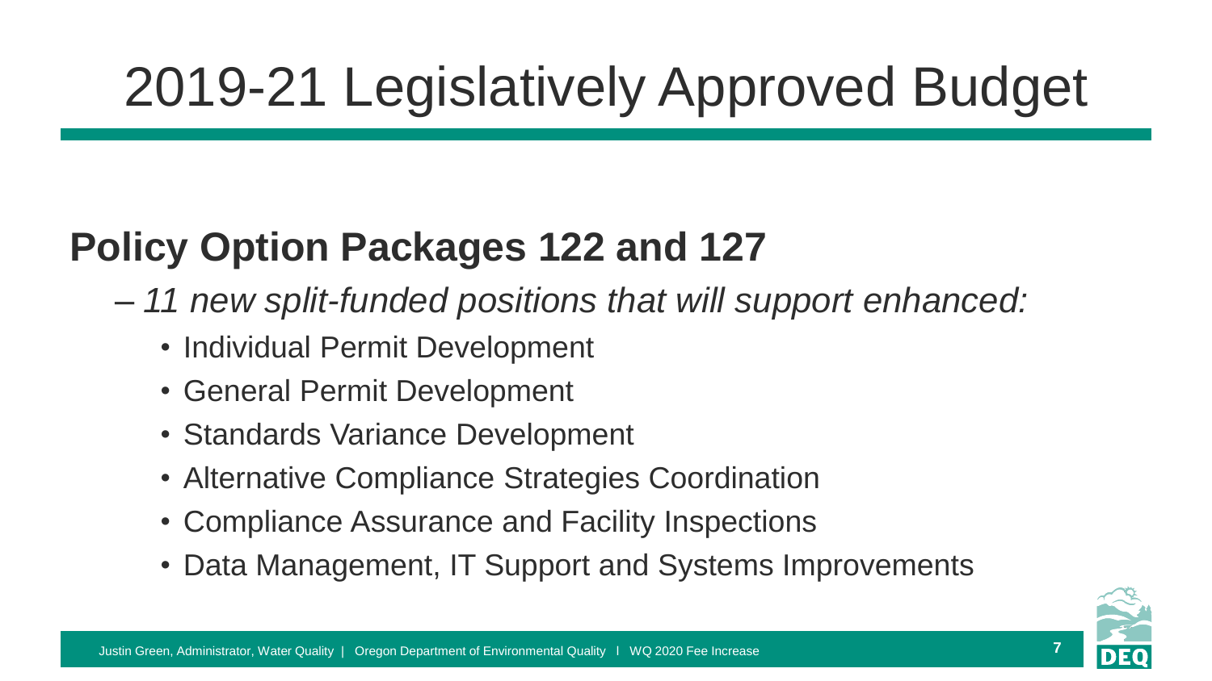# 2019-21 Legislatively Approved Budget

## Policy Option Packages 122 and 127

– *11 new split-funded positions that will support enhanced:*

- Individual Permit Development
- General Permit Development
- Standards Variance Development
- Alternative Compliance Strategies Coordination
- Compliance Assurance and Facility Inspections
- Data Management, IT Support and Systems Improvements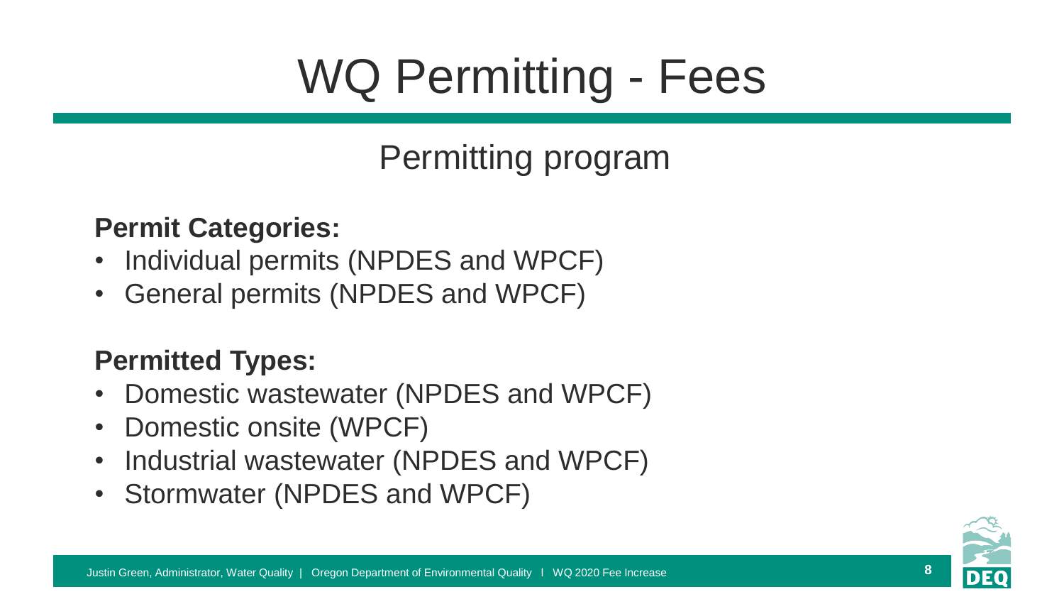# WQ Permitting - Fees

## Permitting program

**Permit Categories:**

- Individual permits (NPDES and WPCF)
- General permits (NPDES and WPCF)

**Permitted Types:**

- Domestic wastewater (NPDES and WPCF)
- Domestic onsite (WPCF)
- Industrial wastewater (NPDES and WPCF)
- Stormwater (NPDES and WPCF)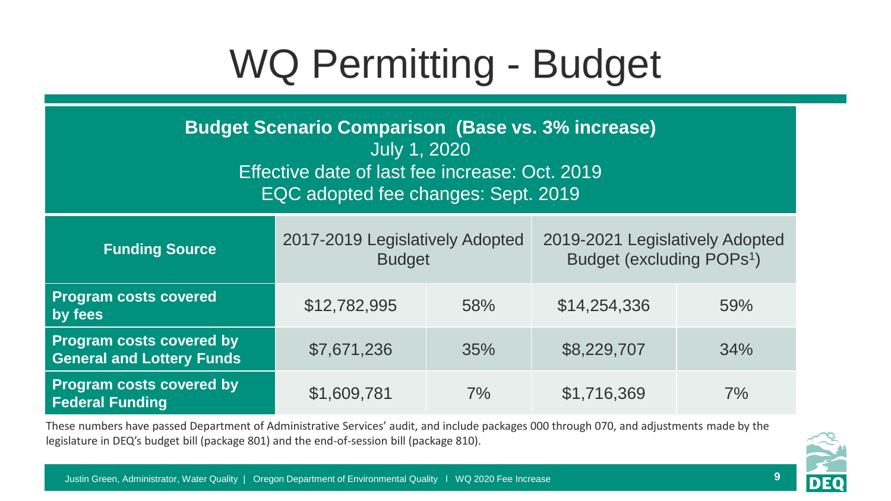# WQ Permitting - Budget

| **Budget Scenario Comparison (Base vs. 3% increase)**<br>July 1, 2020<br>Effective date of last fee increase: Oct. 2019<br>EQC adopted fee changes: Sept. 2019 | | | | |
|---|---|---|---|---|
| **Funding Source** | 2017-2019 Legislatively Adopted Budget | | 2019-2021 Legislatively Adopted Budget (excluding POPs[1]) | |
| **Program costs covered by fees** | $12,782,995 | 58% | $14,254,336 | 59% |
| **Program costs covered by General and Lottery Funds** | $7,671,236 | 35% | $8,229,707 | 34% |
| **Program costs covered by Federal Funding** | $1,609,781 | 7% | $1,716,369 | 7% |

These numbers have passed Department of Administrative Services' audit, and include packages 000 through 070, and adjustments made by the legislature in DEQ's budget bill (package 801) and the end-of-session bill (package 810).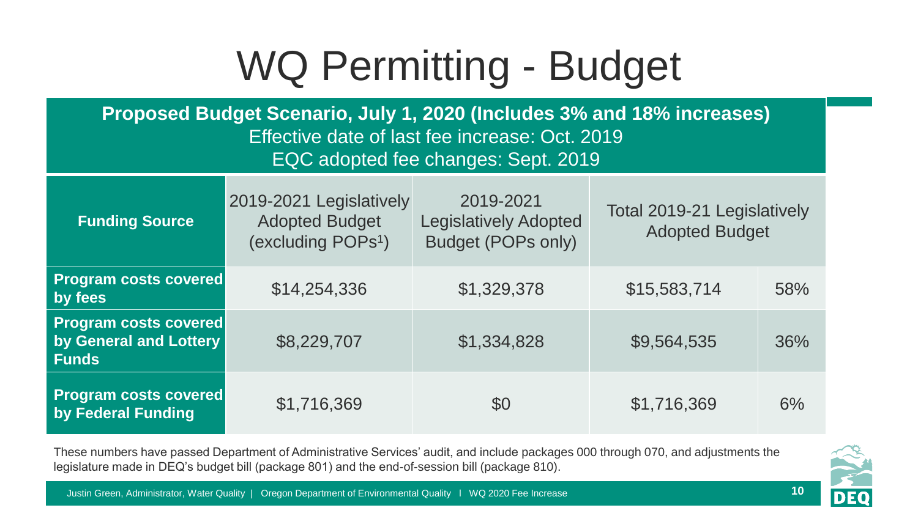# WQ Permitting - Budget

**Proposed Budget Scenario, July 1, 2020 (Includes 3% and 18% increases)**
Effective date of last fee increase: Oct. 2019
EQC adopted fee changes: Sept. 2019

| Funding Source | 2019-2021 Legislatively Adopted Budget (excluding POPs[1]) | 2019-2021 Legislatively Adopted Budget (POPs only) | Total 2019-21 Legislatively Adopted Budget | |
|---|---|---|---|---|
| **Program costs covered by fees** | $14,254,336 | $1,329,378 | $15,583,714 | 58% |
| **Program costs covered by General and Lottery Funds** | $8,229,707 | $1,334,828 | $9,564,535 | 36% |
| **Program costs covered by Federal Funding** | $1,716,369 | $0 | $1,716,369 | 6% |

These numbers have passed Department of Administrative Services' audit, and include packages 000 through 070, and adjustments the legislature made in DEQ's budget bill (package 801) and the end-of-session bill (package 810).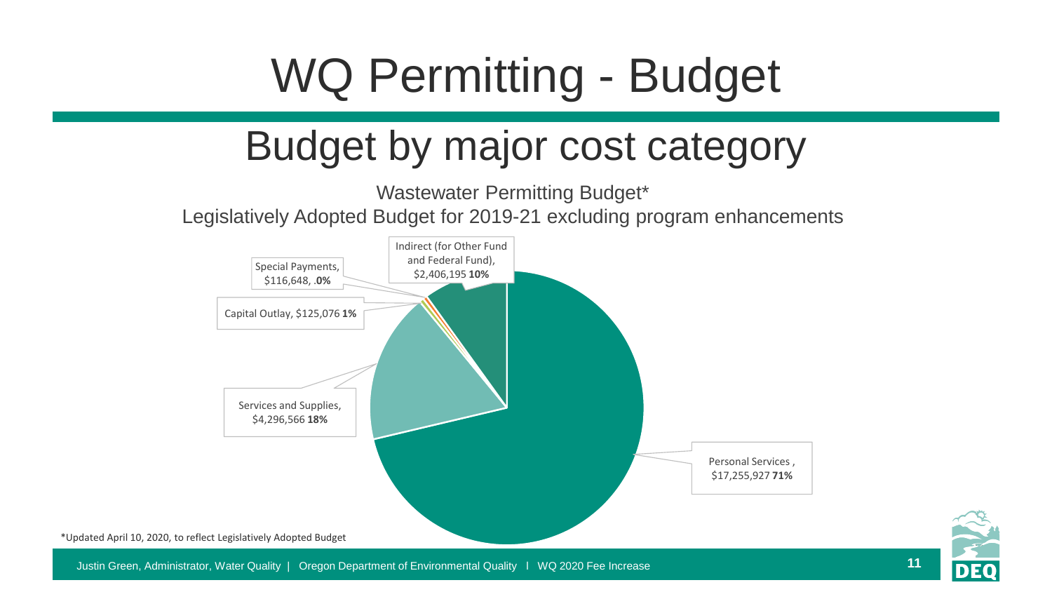# WQ Permitting - Budget

## Budget by major cost category

Wastewater Permitting Budget*

Legislatively Adopted Budget for 2019-21 excluding program enhancements

| Category | Amount | Percent |
| --- | --- | --- |
| Personal Services | $17,255,927 | **71%** |
| Services and Supplies | $4,296,566 | **18%** |
| Indirect (for Other Fund and Federal Fund) | $2,406,195 | **10%** |
| Capital Outlay | $125,076 | **1%** |
| Special Payments | $116,648 | **.0%** |

*Updated April 10, 2020, to reflect Legislatively Adopted Budget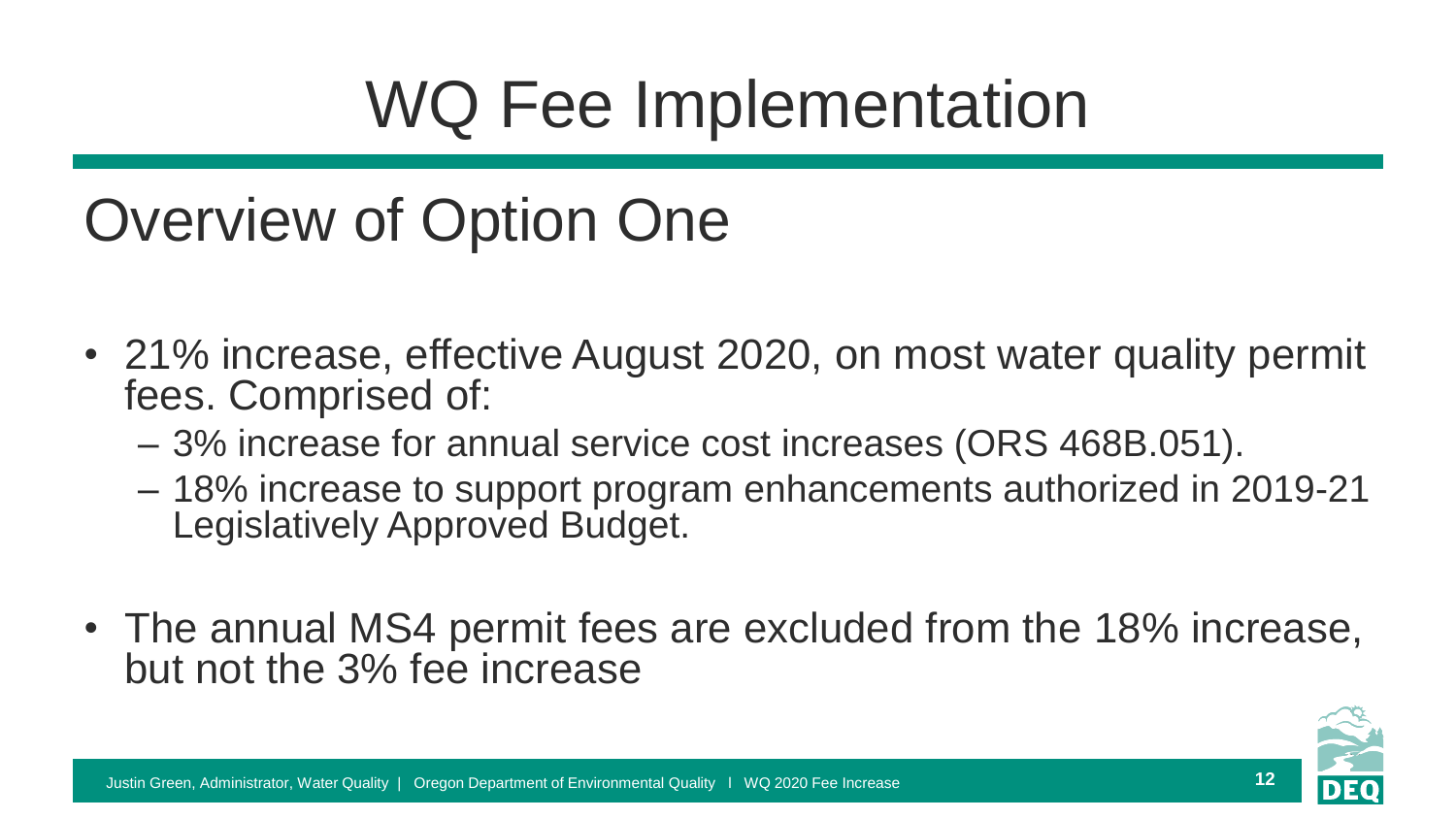# WQ Fee Implementation

## Overview of Option One

- 21% increase, effective August 2020, on most water quality permit fees. Comprised of:
  - 3% increase for annual service cost increases (ORS 468B.051).
  - 18% increase to support program enhancements authorized in 2019-21 Legislatively Approved Budget.
- The annual MS4 permit fees are excluded from the 18% increase, but not the 3% fee increase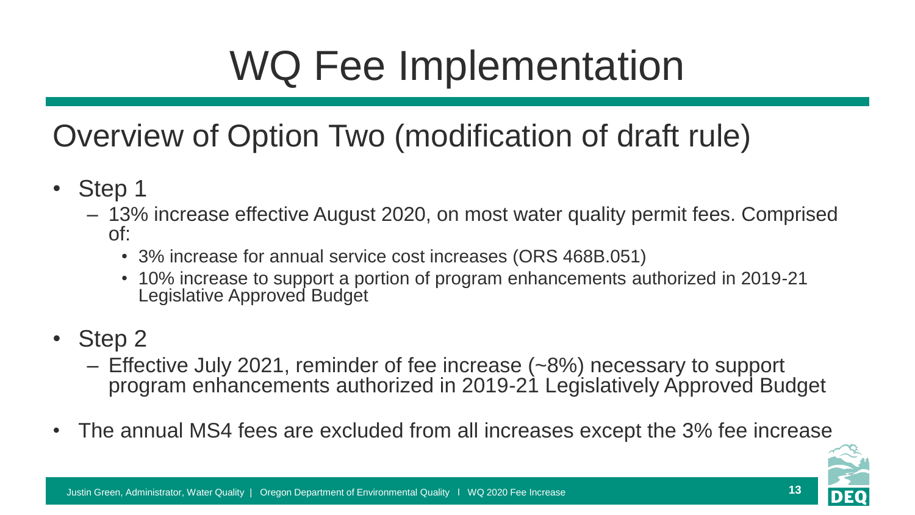# WQ Fee Implementation

## Overview of Option Two (modification of draft rule)

- Step 1
  - 13% increase effective August 2020, on most water quality permit fees. Comprised of:
    - 3% increase for annual service cost increases (ORS 468B.051)
    - 10% increase to support a portion of program enhancements authorized in 2019-21 Legislative Approved Budget
- Step 2
  - Effective July 2021, reminder of fee increase (~8%) necessary to support program enhancements authorized in 2019-21 Legislatively Approved Budget
- The annual MS4 fees are excluded from all increases except the 3% fee increase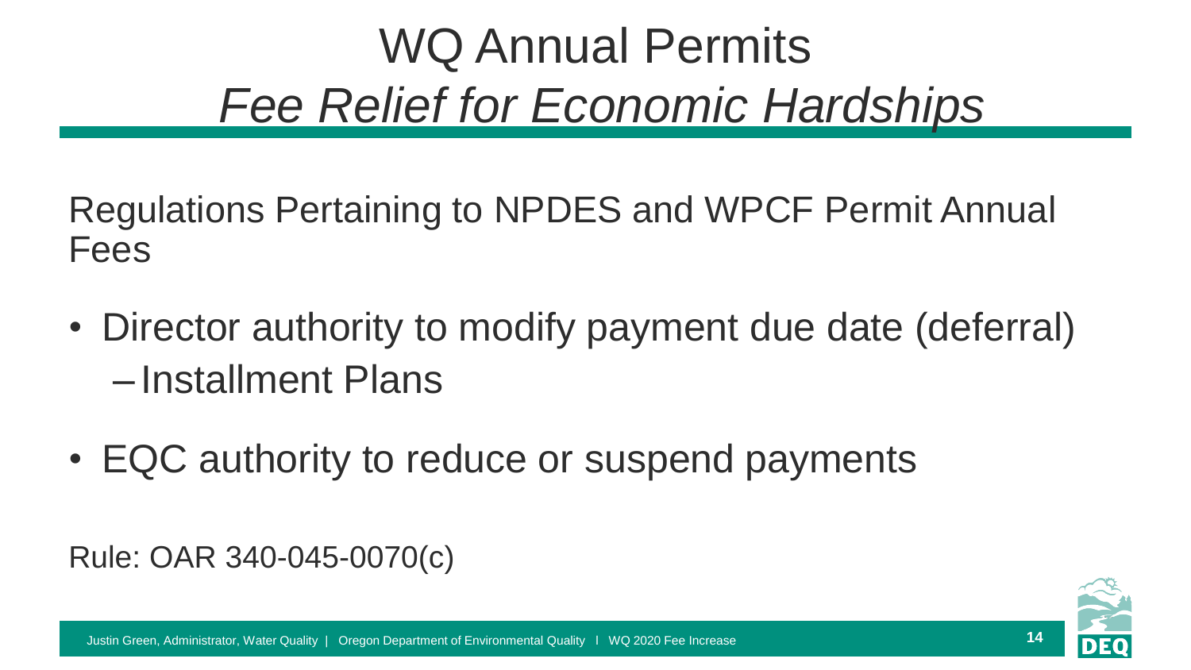# WQ Annual Permits
## *Fee Relief for Economic Hardships*

Regulations Pertaining to NPDES and WPCF Permit Annual Fees

- Director authority to modify payment due date (deferral)
  - Installment Plans
- EQC authority to reduce or suspend payments

Rule: OAR 340-045-0070(c)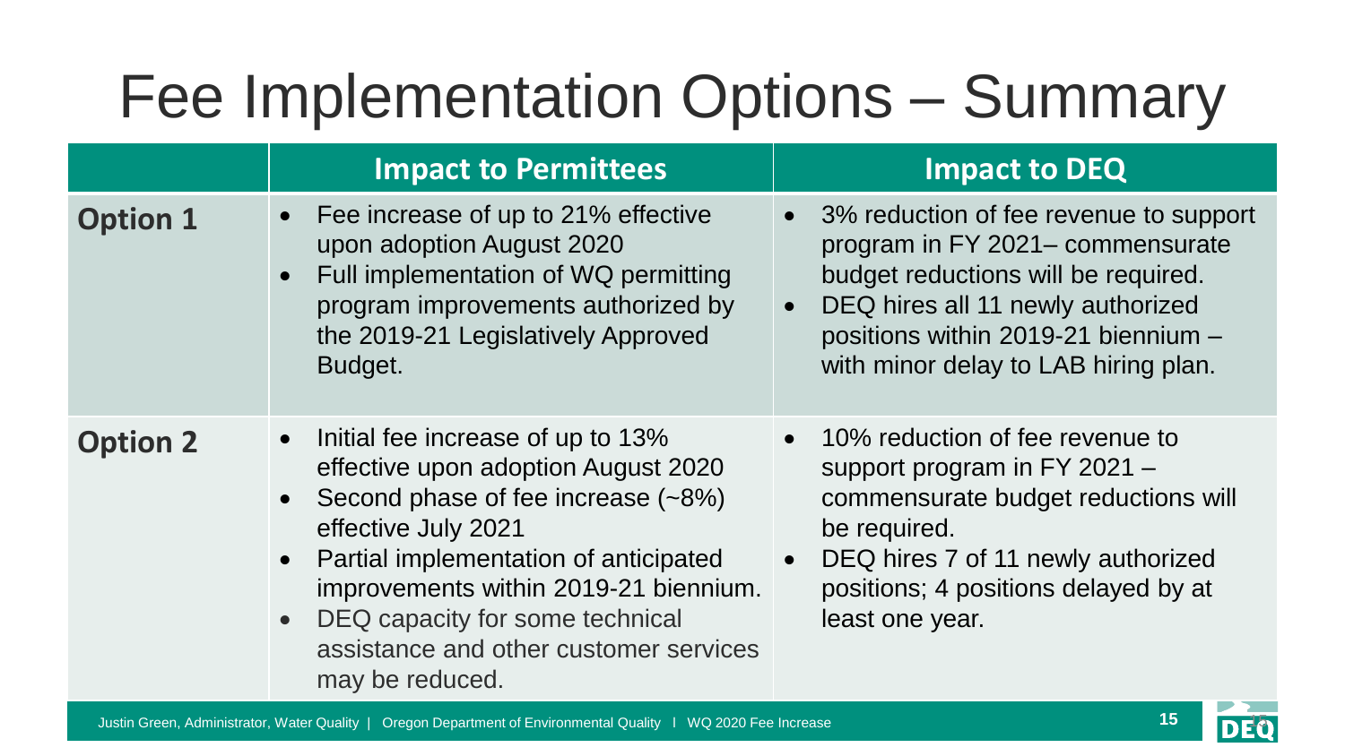# Fee Implementation Options – Summary

| | Impact to Permittees | Impact to DEQ |
|---|---|---|
| **Option 1** | • Fee increase of up to 21% effective upon adoption August 2020<br>• Full implementation of WQ permitting program improvements authorized by the 2019-21 Legislatively Approved Budget. | • 3% reduction of fee revenue to support program in FY 2021– commensurate budget reductions will be required.<br>• DEQ hires all 11 newly authorized positions within 2019-21 biennium – with minor delay to LAB hiring plan. |
| **Option 2** | • Initial fee increase of up to 13% effective upon adoption August 2020<br>• Second phase of fee increase (~8%) effective July 2021<br>• Partial implementation of anticipated improvements within 2019-21 biennium.<br>• DEQ capacity for some technical assistance and other customer services may be reduced. | • 10% reduction of fee revenue to support program in FY 2021 – commensurate budget reductions will be required.<br>• DEQ hires 7 of 11 newly authorized positions; 4 positions delayed by at least one year. |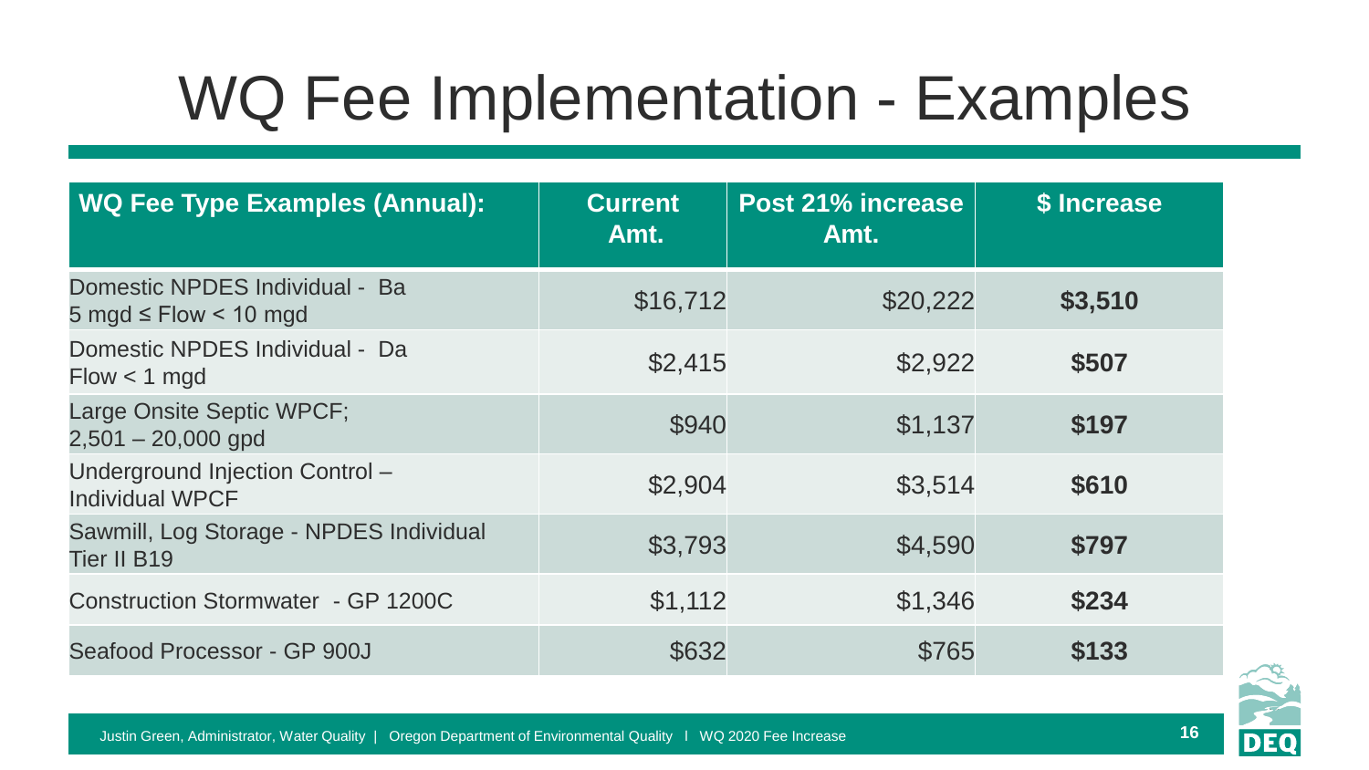# WQ Fee Implementation - Examples

| WQ Fee Type Examples (Annual): | Current Amt. | Post 21% increase Amt. | $ Increase |
|---|---|---|---|
| Domestic NPDES Individual - Ba 5 mgd ≤ Flow < 10 mgd | $16,712 | $20,222 | **$3,510** |
| Domestic NPDES Individual - Da Flow < 1 mgd | $2,415 | $2,922 | **$507** |
| Large Onsite Septic WPCF; 2,501 – 20,000 gpd | $940 | $1,137 | **$197** |
| Underground Injection Control – Individual WPCF | $2,904 | $3,514 | **$610** |
| Sawmill, Log Storage - NPDES Individual Tier II B19 | $3,793 | $4,590 | **$797** |
| Construction Stormwater - GP 1200C | $1,112 | $1,346 | **$234** |
| Seafood Processor - GP 900J | $632 | $765 | **$133** |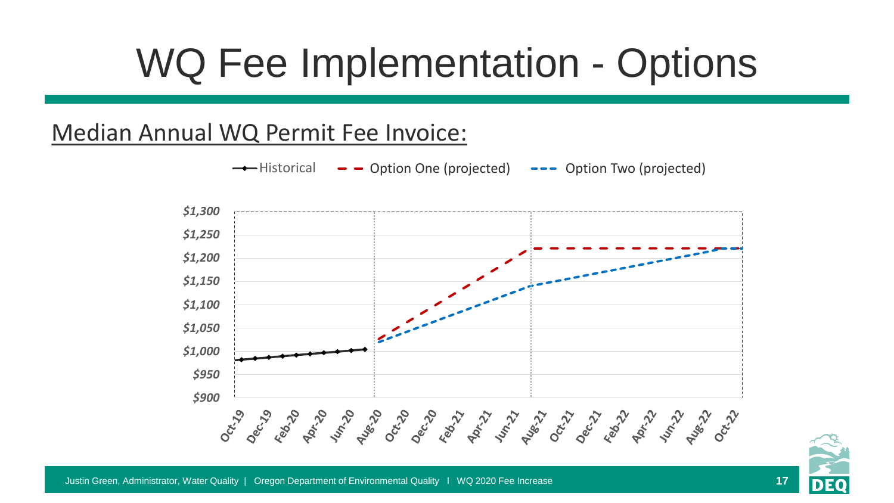# WQ Fee Implementation - Options

## Median Annual WQ Permit Fee Invoice:

Historical — Option One (projected) — Option Two (projected)

$1,300
$1,250
$1,200
$1,150
$1,100
$1,050
$1,000
$950
$900

Oct-19 Dec-19 Feb-20 Apr-20 Jun-20 Aug-20 Oct-20 Dec-20 Feb-21 Apr-21 Jun-21 Aug-21 Oct-21 Dec-21 Feb-22 Apr-22 Jun-22 Aug-22 Oct-22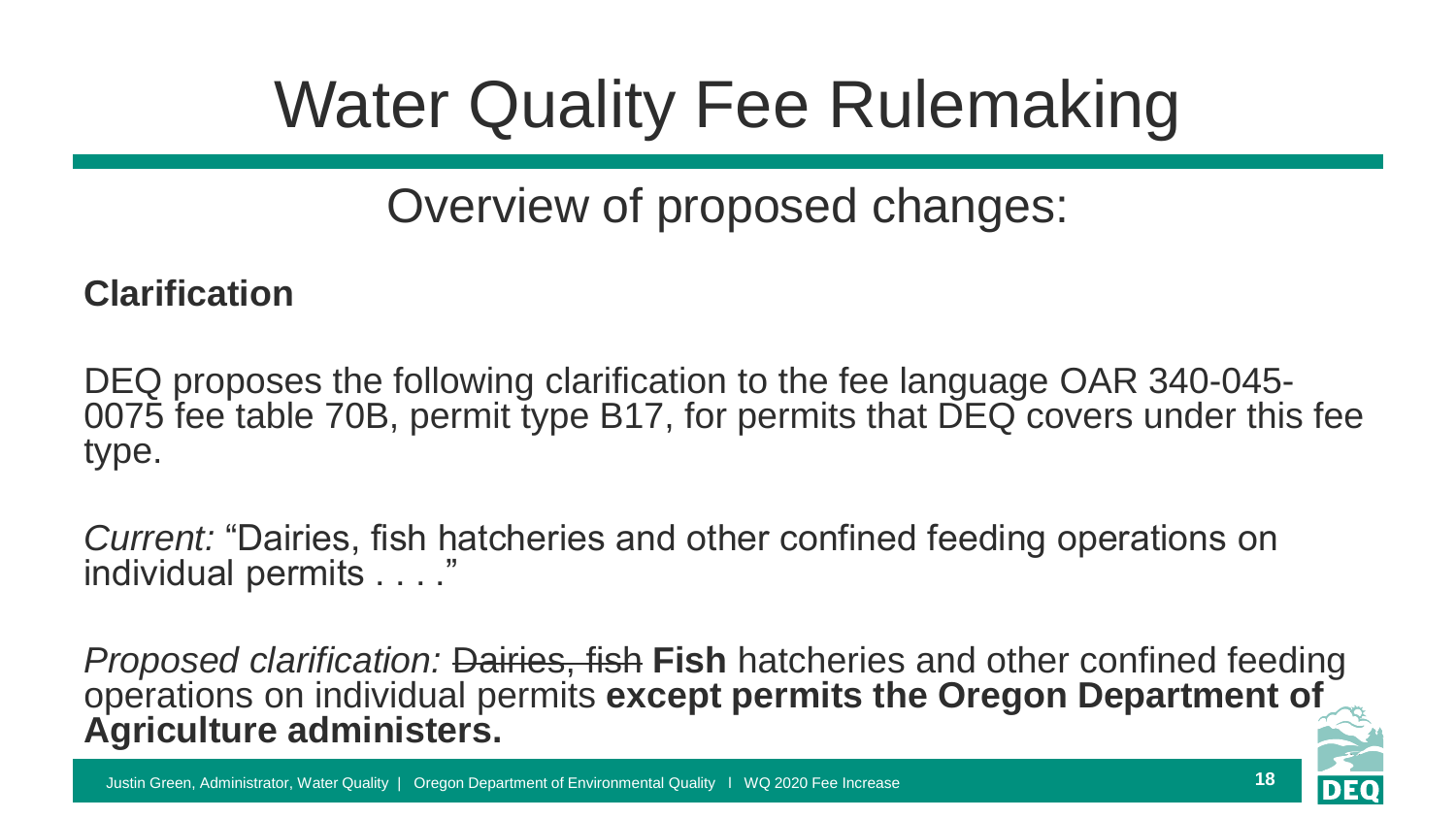# Water Quality Fee Rulemaking

## Overview of proposed changes:

**Clarification**

DEQ proposes the following clarification to the fee language OAR 340-045-0075 fee table 70B, permit type B17, for permits that DEQ covers under this fee type.

*Current:* "Dairies, fish hatcheries and other confined feeding operations on individual permits . . . ."

*Proposed clarification:* ~~Dairies, fish~~ **Fish** hatcheries and other confined feeding operations on individual permits **except permits the Oregon Department of Agriculture administers.**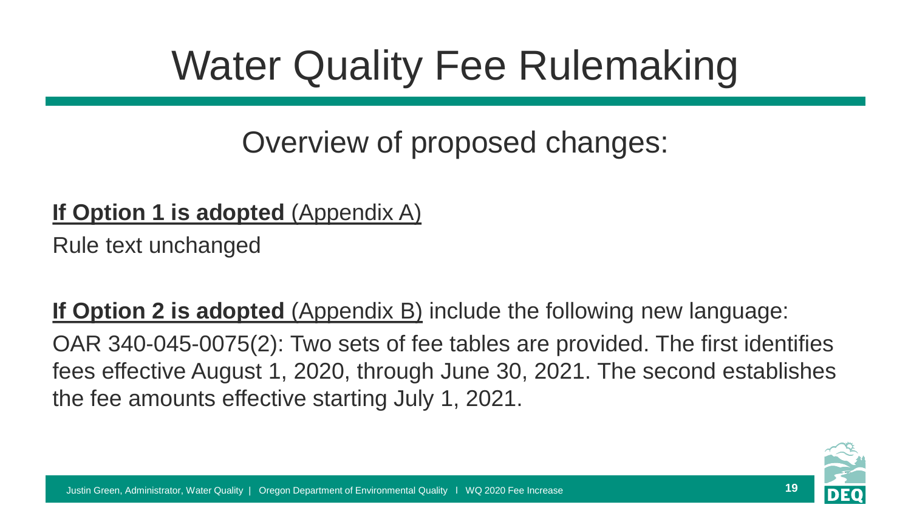# Water Quality Fee Rulemaking

## Overview of proposed changes:

**If Option 1 is adopted** (Appendix A)

Rule text unchanged

**If Option 2 is adopted** (Appendix B) include the following new language:

OAR 340-045-0075(2): Two sets of fee tables are provided. The first identifies fees effective August 1, 2020, through June 30, 2021. The second establishes the fee amounts effective starting July 1, 2021.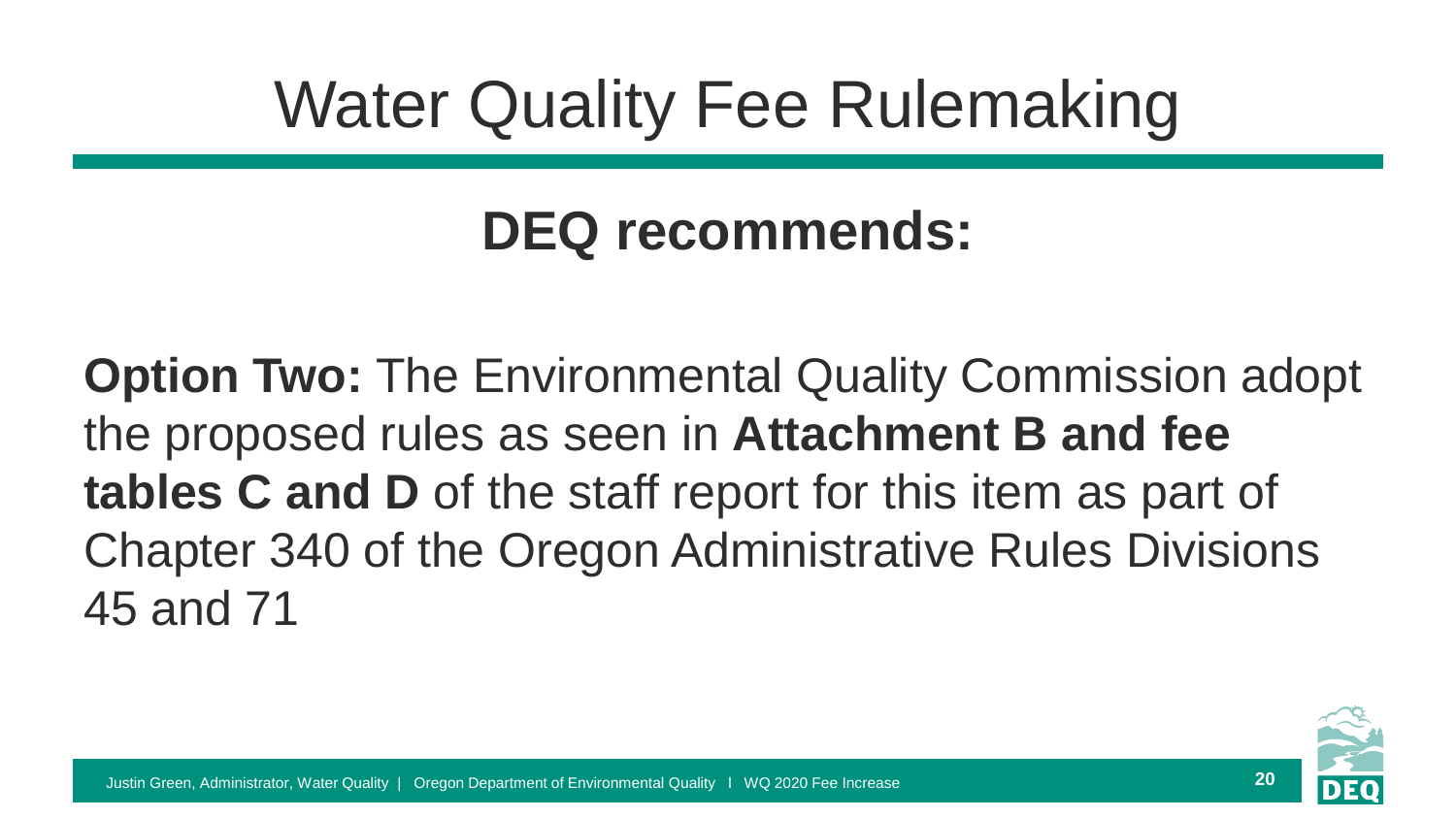# Water Quality Fee Rulemaking

## DEQ recommends:

**Option Two:** The Environmental Quality Commission adopt the proposed rules as seen in **Attachment B and fee tables C and D** of the staff report for this item as part of Chapter 340 of the Oregon Administrative Rules Divisions 45 and 71